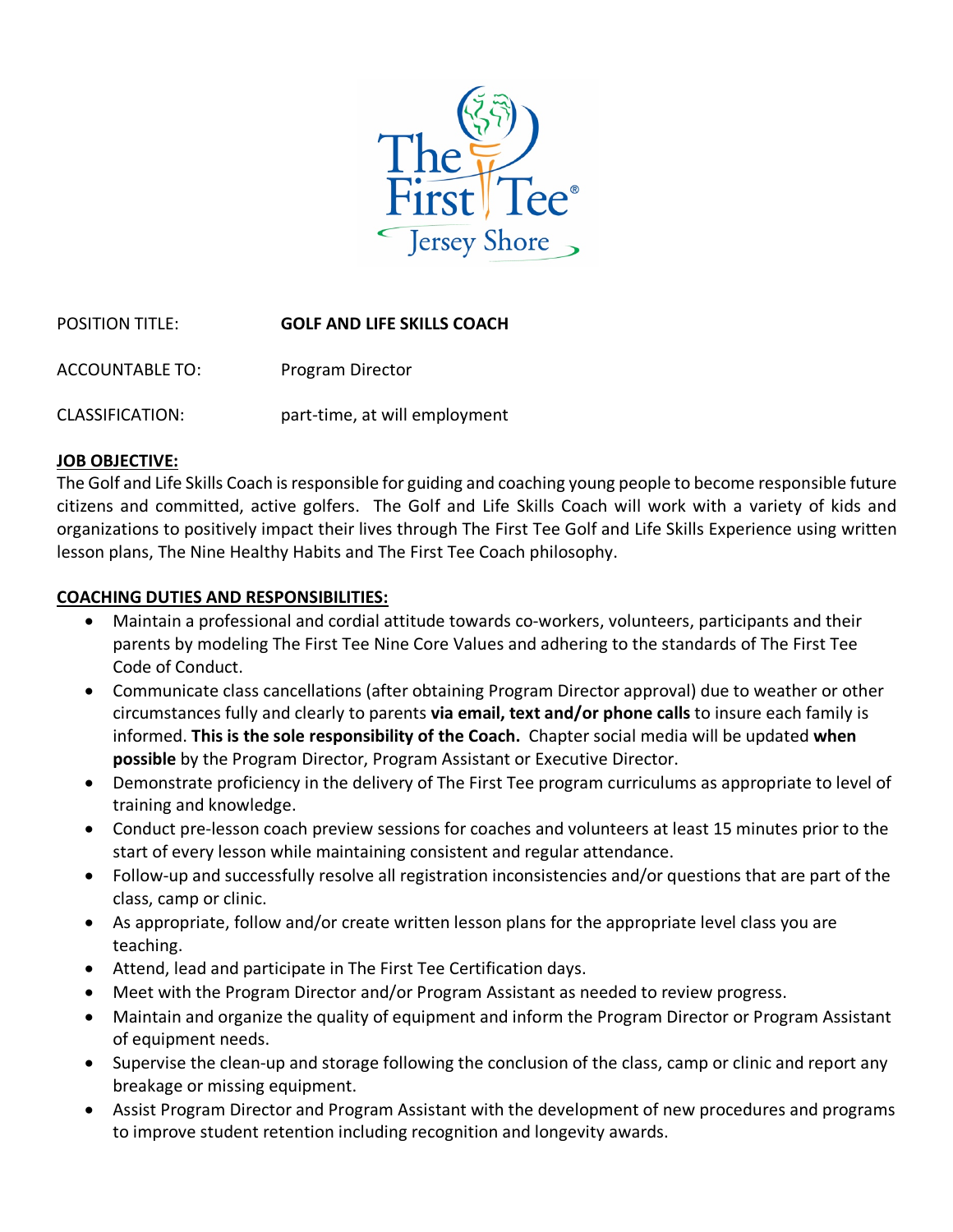POSITION TITLE: **GOLF AND LIFE SKILLS COACH**

ACCOUNTABLE TO: Program Director

CLASSIFICATION: part-time, at will employment

**JOB OBJECTIVE:**

The Golf and Life Skills Coach is responsible for guiding and coaching young people to become responsible future citizens and committed, active golfers. The Golf and Life Skills Coach will work with a variety of kids and organizations to positively impact their lives through The First Tee Golf and Life Skills Experience using written lesson plans, The Nine Healthy Habits and The First Tee Coach philosophy.

**COACHING DUTIES AND RESPONSIBILITIES:**

- Maintain a professional and cordial attitude towards co-workers, volunteers, participants and their parents by modeling The First Tee Nine Core Values and adhering to the standards of The First Tee Code of Conduct.
- Communicate class cancellations (after obtaining Program Director approval) due to weather or other circumstances fully and clearly to parents **via email, text and/or phone calls** to insure each family is informed. **This is the sole responsibility of the Coach.** Chapter social media will be updated **when possible** by the Program Director, Program Assistant or Executive Director.
- Demonstrate proficiency in the delivery of The First Tee program curriculums as appropriate to level of training and knowledge.
- Conduct pre-lesson coach preview sessions for coaches and volunteers at least 15 minutes prior to the start of every lesson while maintaining consistent and regular attendance.
- Follow-up and successfully resolve all registration inconsistencies and/or questions that are part of the class, camp or clinic.
- As appropriate, follow and/or create written lesson plans for the appropriate level class you are teaching.
- Attend, lead and participate in The First Tee Certification days.
- Meet with the Program Director and/or Program Assistant as needed to review progress.
- Maintain and organize the quality of equipment and inform the Program Director or Program Assistant of equipment needs.
- Supervise the clean-up and storage following the conclusion of the class, camp or clinic and report any breakage or missing equipment.
- Assist Program Director and Program Assistant with the development of new procedures and programs to improve student retention including recognition and longevity awards.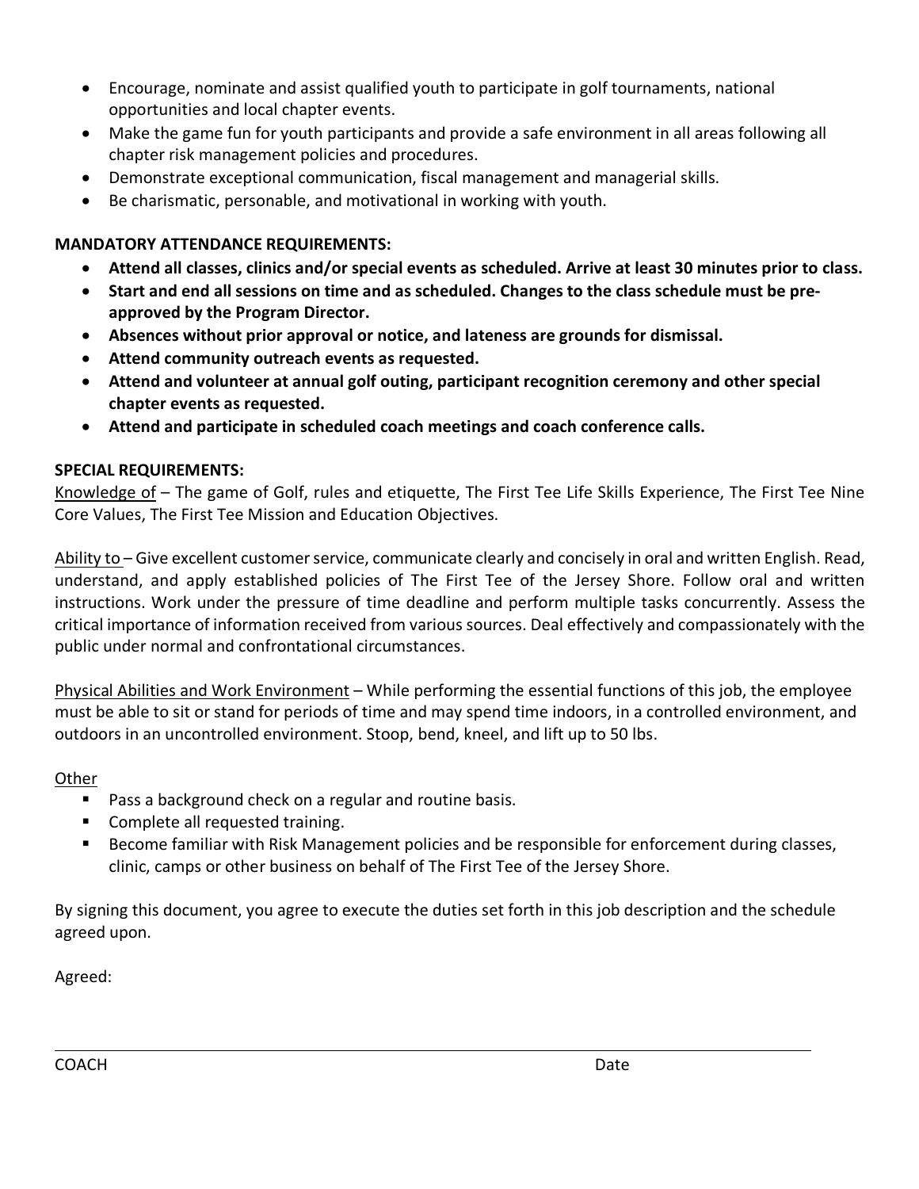- Encourage, nominate and assist qualified youth to participate in golf tournaments, national opportunities and local chapter events.
- Make the game fun for youth participants and provide a safe environment in all areas following all chapter risk management policies and procedures.
- Demonstrate exceptional communication, fiscal management and managerial skills.
- Be charismatic, personable, and motivational in working with youth.

**MANDATORY ATTENDANCE REQUIREMENTS:**

- **Attend all classes, clinics and/or special events as scheduled. Arrive at least 30 minutes prior to class.**
- **Start and end all sessions on time and as scheduled. Changes to the class schedule must be pre-approved by the Program Director.**
- **Absences without prior approval or notice, and lateness are grounds for dismissal.**
- **Attend community outreach events as requested.**
- **Attend and volunteer at annual golf outing, participant recognition ceremony and other special chapter events as requested.**
- **Attend and participate in scheduled coach meetings and coach conference calls.**

**SPECIAL REQUIREMENTS:**

Knowledge of – The game of Golf, rules and etiquette, The First Tee Life Skills Experience, The First Tee Nine Core Values, The First Tee Mission and Education Objectives.

Ability to – Give excellent customer service, communicate clearly and concisely in oral and written English. Read, understand, and apply established policies of The First Tee of the Jersey Shore. Follow oral and written instructions. Work under the pressure of time deadline and perform multiple tasks concurrently. Assess the critical importance of information received from various sources. Deal effectively and compassionately with the public under normal and confrontational circumstances.

Physical Abilities and Work Environment – While performing the essential functions of this job, the employee must be able to sit or stand for periods of time and may spend time indoors, in a controlled environment, and outdoors in an uncontrolled environment. Stoop, bend, kneel, and lift up to 50 lbs.

Other

- Pass a background check on a regular and routine basis.
- Complete all requested training.
- Become familiar with Risk Management policies and be responsible for enforcement during classes, clinic, camps or other business on behalf of The First Tee of the Jersey Shore.

By signing this document, you agree to execute the duties set forth in this job description and the schedule agreed upon.

Agreed:

COACH Date